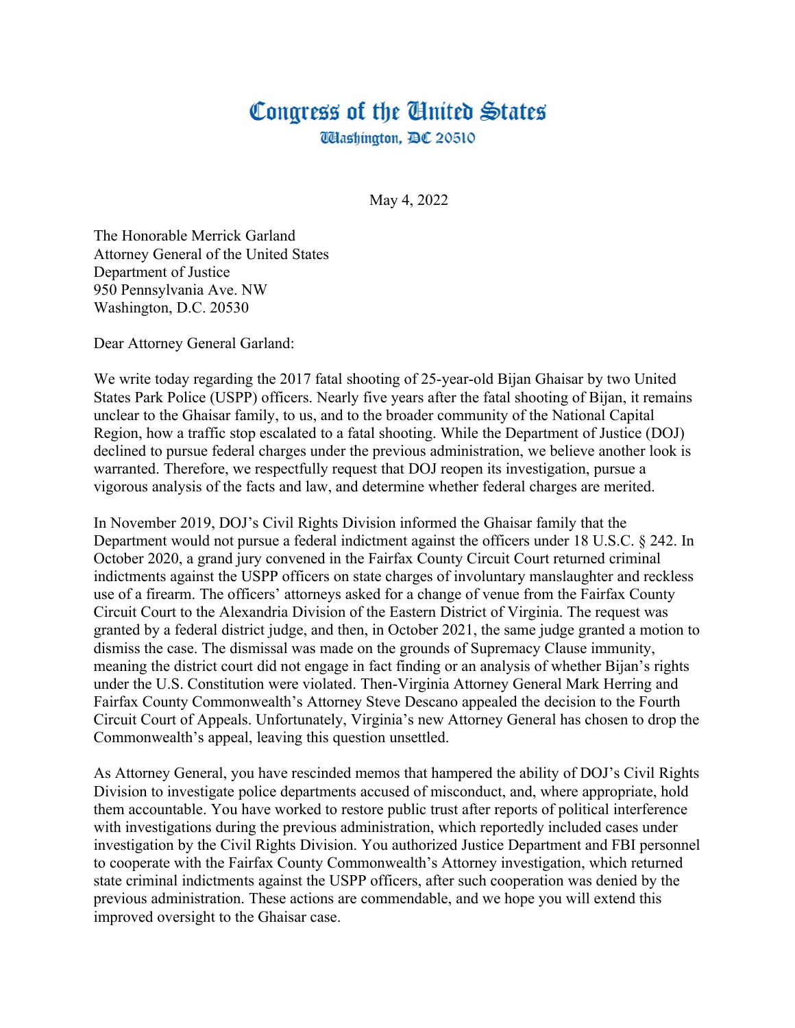# Congress of the United States

Washington, DC 20510

May 4, 2022

The Honorable Merrick Garland
Attorney General of the United States
Department of Justice
950 Pennsylvania Ave. NW
Washington, D.C. 20530

Dear Attorney General Garland:

We write today regarding the 2017 fatal shooting of 25-year-old Bijan Ghaisar by two United States Park Police (USPP) officers. Nearly five years after the fatal shooting of Bijan, it remains unclear to the Ghaisar family, to us, and to the broader community of the National Capital Region, how a traffic stop escalated to a fatal shooting. While the Department of Justice (DOJ) declined to pursue federal charges under the previous administration, we believe another look is warranted. Therefore, we respectfully request that DOJ reopen its investigation, pursue a vigorous analysis of the facts and law, and determine whether federal charges are merited.

In November 2019, DOJ's Civil Rights Division informed the Ghaisar family that the Department would not pursue a federal indictment against the officers under 18 U.S.C. § 242. In October 2020, a grand jury convened in the Fairfax County Circuit Court returned criminal indictments against the USPP officers on state charges of involuntary manslaughter and reckless use of a firearm. The officers' attorneys asked for a change of venue from the Fairfax County Circuit Court to the Alexandria Division of the Eastern District of Virginia. The request was granted by a federal district judge, and then, in October 2021, the same judge granted a motion to dismiss the case. The dismissal was made on the grounds of Supremacy Clause immunity, meaning the district court did not engage in fact finding or an analysis of whether Bijan's rights under the U.S. Constitution were violated. Then-Virginia Attorney General Mark Herring and Fairfax County Commonwealth's Attorney Steve Descano appealed the decision to the Fourth Circuit Court of Appeals. Unfortunately, Virginia's new Attorney General has chosen to drop the Commonwealth's appeal, leaving this question unsettled.

As Attorney General, you have rescinded memos that hampered the ability of DOJ's Civil Rights Division to investigate police departments accused of misconduct, and, where appropriate, hold them accountable. You have worked to restore public trust after reports of political interference with investigations during the previous administration, which reportedly included cases under investigation by the Civil Rights Division. You authorized Justice Department and FBI personnel to cooperate with the Fairfax County Commonwealth's Attorney investigation, which returned state criminal indictments against the USPP officers, after such cooperation was denied by the previous administration. These actions are commendable, and we hope you will extend this improved oversight to the Ghaisar case.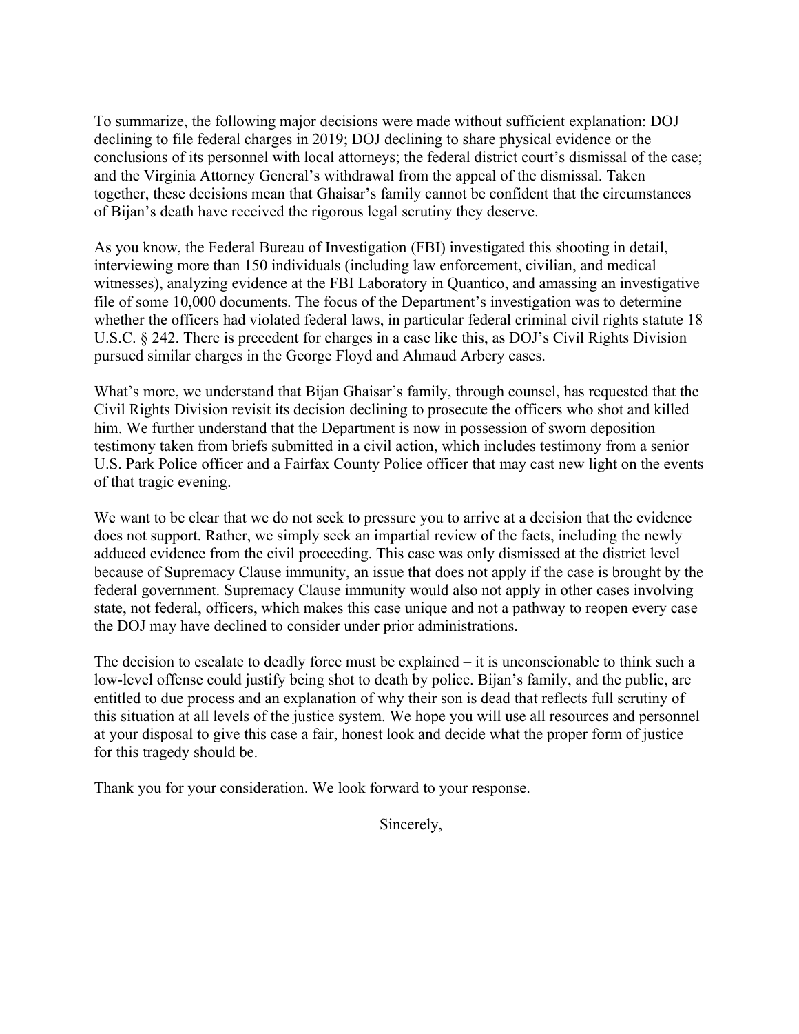To summarize, the following major decisions were made without sufficient explanation: DOJ declining to file federal charges in 2019; DOJ declining to share physical evidence or the conclusions of its personnel with local attorneys; the federal district court's dismissal of the case; and the Virginia Attorney General's withdrawal from the appeal of the dismissal. Taken together, these decisions mean that Ghaisar's family cannot be confident that the circumstances of Bijan's death have received the rigorous legal scrutiny they deserve.

As you know, the Federal Bureau of Investigation (FBI) investigated this shooting in detail, interviewing more than 150 individuals (including law enforcement, civilian, and medical witnesses), analyzing evidence at the FBI Laboratory in Quantico, and amassing an investigative file of some 10,000 documents. The focus of the Department's investigation was to determine whether the officers had violated federal laws, in particular federal criminal civil rights statute 18 U.S.C. § 242. There is precedent for charges in a case like this, as DOJ's Civil Rights Division pursued similar charges in the George Floyd and Ahmaud Arbery cases.

What's more, we understand that Bijan Ghaisar's family, through counsel, has requested that the Civil Rights Division revisit its decision declining to prosecute the officers who shot and killed him. We further understand that the Department is now in possession of sworn deposition testimony taken from briefs submitted in a civil action, which includes testimony from a senior U.S. Park Police officer and a Fairfax County Police officer that may cast new light on the events of that tragic evening.

We want to be clear that we do not seek to pressure you to arrive at a decision that the evidence does not support. Rather, we simply seek an impartial review of the facts, including the newly adduced evidence from the civil proceeding. This case was only dismissed at the district level because of Supremacy Clause immunity, an issue that does not apply if the case is brought by the federal government. Supremacy Clause immunity would also not apply in other cases involving state, not federal, officers, which makes this case unique and not a pathway to reopen every case the DOJ may have declined to consider under prior administrations.

The decision to escalate to deadly force must be explained – it is unconscionable to think such a low-level offense could justify being shot to death by police. Bijan's family, and the public, are entitled to due process and an explanation of why their son is dead that reflects full scrutiny of this situation at all levels of the justice system. We hope you will use all resources and personnel at your disposal to give this case a fair, honest look and decide what the proper form of justice for this tragedy should be.

Thank you for your consideration. We look forward to your response.

Sincerely,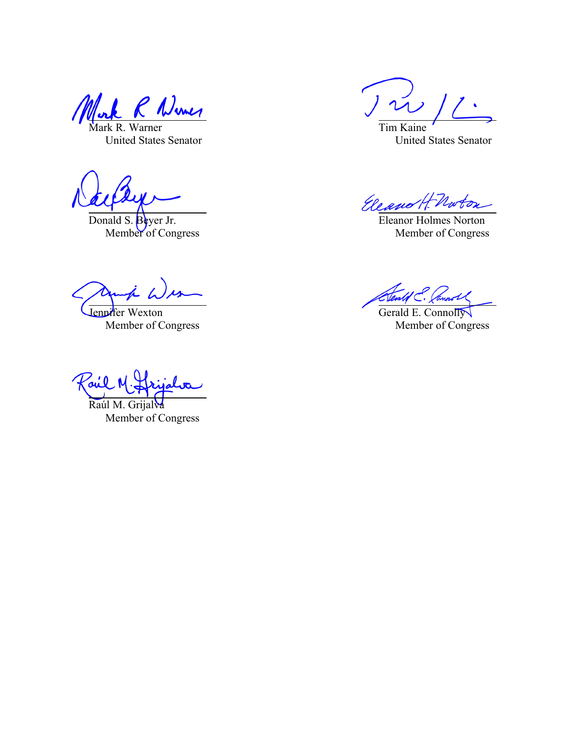Mark R. Warner
United States Senator

Tim Kaine
United States Senator

Donald S. Beyer Jr.
Member of Congress

Eleanor Holmes Norton
Member of Congress

Jennifer Wexton
Member of Congress

Gerald E. Connolly
Member of Congress

Raúl M. Grijalva
Member of Congress